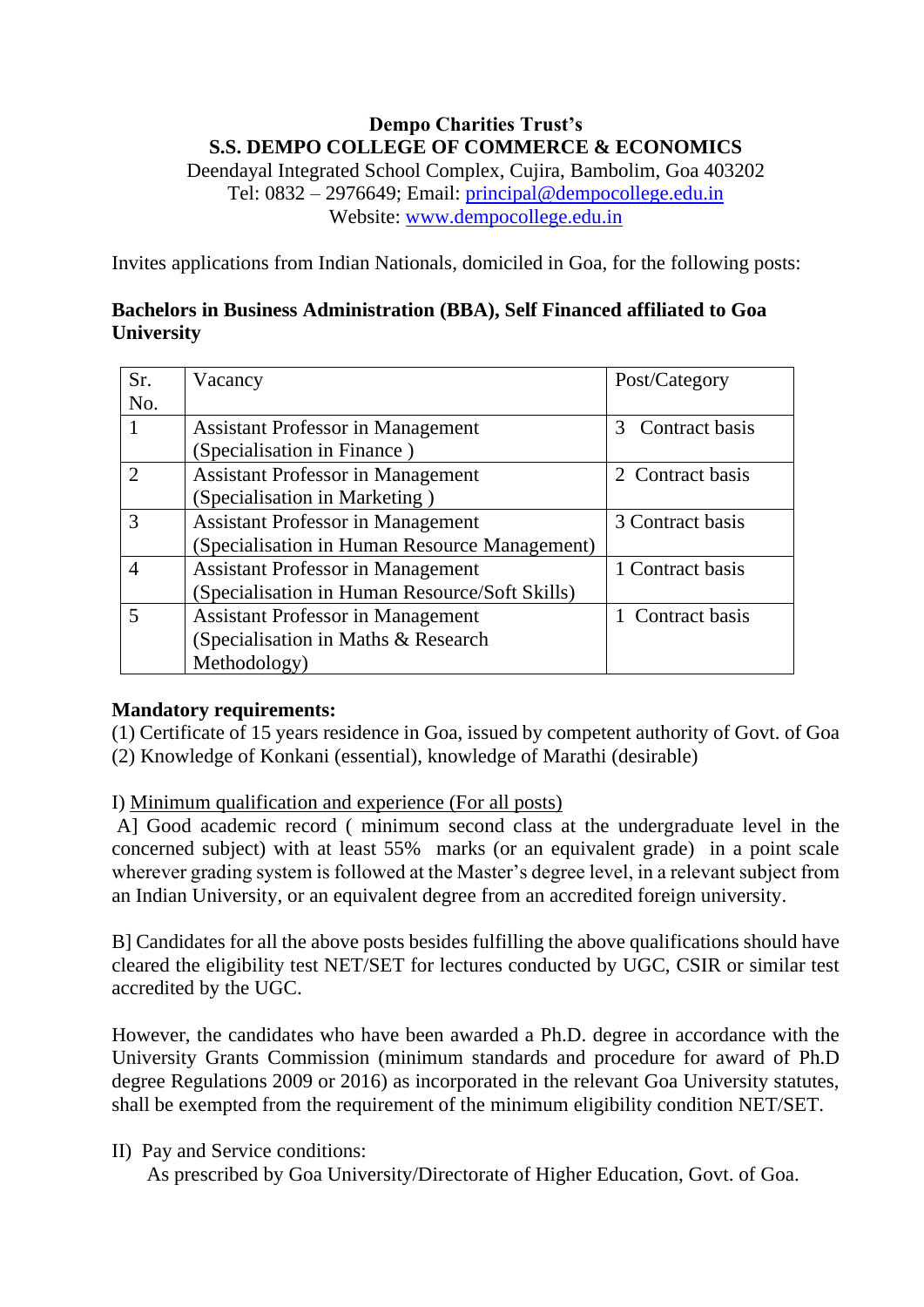**Dempo Charities Trust's**
**S.S. DEMPO COLLEGE OF COMMERCE & ECONOMICS**
Deendayal Integrated School Complex, Cujira, Bambolim, Goa 403202
Tel: 0832 – 2976649; Email: principal@dempocollege.edu.in
Website: www.dempocollege.edu.in

Invites applications from Indian Nationals, domiciled in Goa, for the following posts:

**Bachelors in Business Administration (BBA), Self Financed affiliated to Goa University**

| Sr. No. | Vacancy | Post/Category |
|---|---|---|
| 1 | Assistant Professor in Management (Specialisation in Finance ) | 3 Contract basis |
| 2 | Assistant Professor in Management (Specialisation in Marketing ) | 2 Contract basis |
| 3 | Assistant Professor in Management (Specialisation in Human Resource Management) | 3 Contract basis |
| 4 | Assistant Professor in Management (Specialisation in Human Resource/Soft Skills) | 1 Contract basis |
| 5 | Assistant Professor in Management (Specialisation in Maths & Research Methodology) | 1 Contract basis |

**Mandatory requirements:**
(1) Certificate of 15 years residence in Goa, issued by competent authority of Govt. of Goa
(2) Knowledge of Konkani (essential), knowledge of Marathi (desirable)

I) Minimum qualification and experience (For all posts)

A] Good academic record ( minimum second class at the undergraduate level in the concerned subject) with at least 55% marks (or an equivalent grade) in a point scale wherever grading system is followed at the Master's degree level, in a relevant subject from an Indian University, or an equivalent degree from an accredited foreign university.

B] Candidates for all the above posts besides fulfilling the above qualifications should have cleared the eligibility test NET/SET for lectures conducted by UGC, CSIR or similar test accredited by the UGC.

However, the candidates who have been awarded a Ph.D. degree in accordance with the University Grants Commission (minimum standards and procedure for award of Ph.D degree Regulations 2009 or 2016) as incorporated in the relevant Goa University statutes, shall be exempted from the requirement of the minimum eligibility condition NET/SET.

II) Pay and Service conditions:
As prescribed by Goa University/Directorate of Higher Education, Govt. of Goa.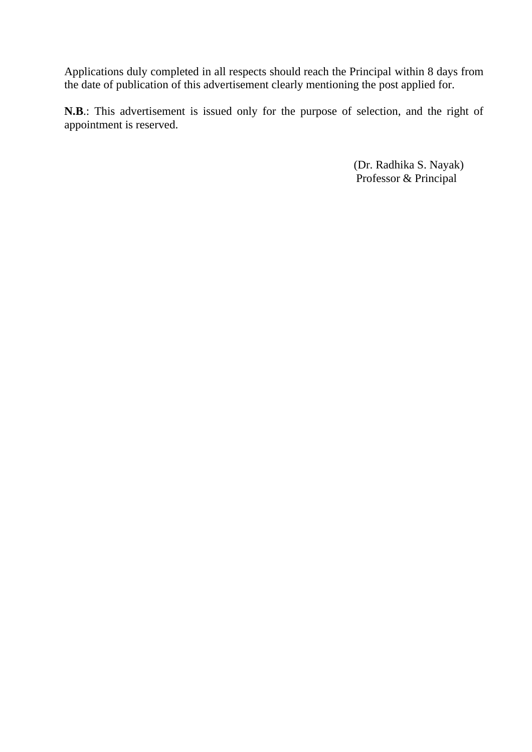Applications duly completed in all respects should reach the Principal within 8 days from the date of publication of this advertisement clearly mentioning the post applied for.

**N.B**.: This advertisement is issued only for the purpose of selection, and the right of appointment is reserved.

(Dr. Radhika S. Nayak)
Professor & Principal